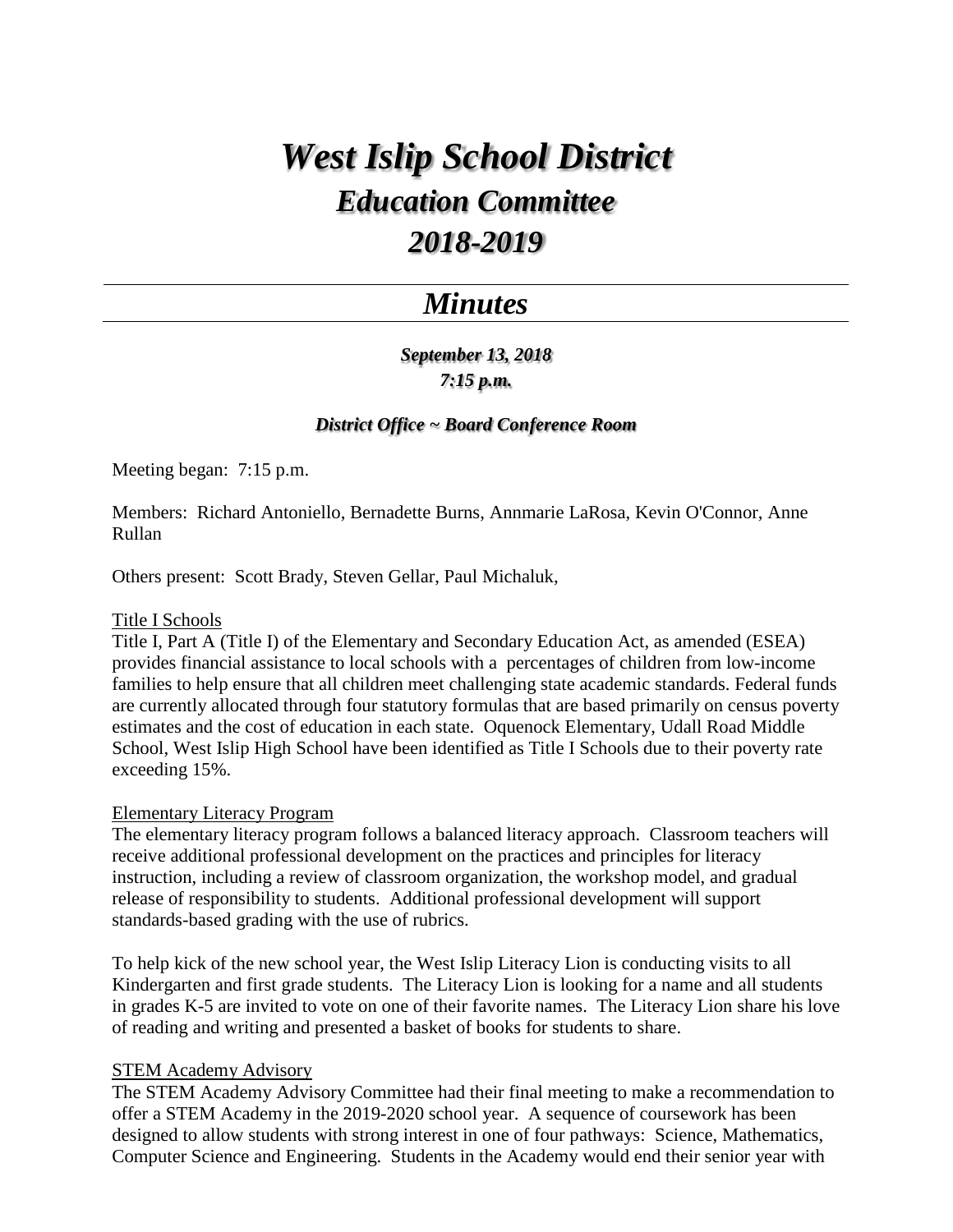# *West Islip School District*

## *Education Committee*

## *2018-2019*

---

## *Minutes*

---

***September 13, 2018***
***7:15 p.m.***

***District Office ~ Board Conference Room***

Meeting began: 7:15 p.m.

Members: Richard Antoniello, Bernadette Burns, Annmarie LaRosa, Kevin O'Connor, Anne Rullan

Others present: Scott Brady, Steven Gellar, Paul Michaluk,

Title I Schools

Title I, Part A (Title I) of the Elementary and Secondary Education Act, as amended (ESEA) provides financial assistance to local schools with a percentages of children from low-income families to help ensure that all children meet challenging state academic standards. Federal funds are currently allocated through four statutory formulas that are based primarily on census poverty estimates and the cost of education in each state. Oquenock Elementary, Udall Road Middle School, West Islip High School have been identified as Title I Schools due to their poverty rate exceeding 15%.

Elementary Literacy Program

The elementary literacy program follows a balanced literacy approach. Classroom teachers will receive additional professional development on the practices and principles for literacy instruction, including a review of classroom organization, the workshop model, and gradual release of responsibility to students. Additional professional development will support standards-based grading with the use of rubrics.

To help kick of the new school year, the West Islip Literacy Lion is conducting visits to all Kindergarten and first grade students. The Literacy Lion is looking for a name and all students in grades K-5 are invited to vote on one of their favorite names. The Literacy Lion share his love of reading and writing and presented a basket of books for students to share.

STEM Academy Advisory

The STEM Academy Advisory Committee had their final meeting to make a recommendation to offer a STEM Academy in the 2019-2020 school year. A sequence of coursework has been designed to allow students with strong interest in one of four pathways: Science, Mathematics, Computer Science and Engineering. Students in the Academy would end their senior year with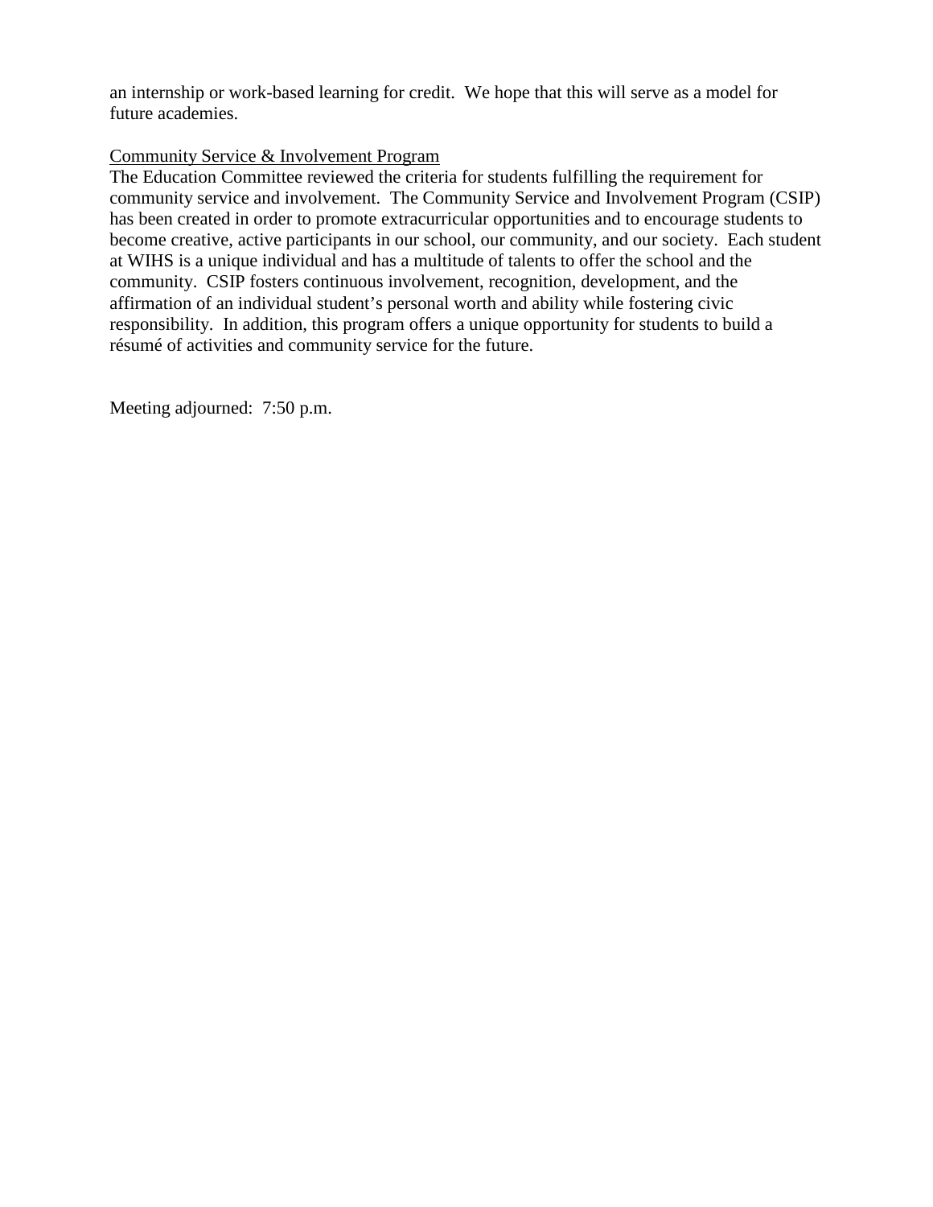an internship or work-based learning for credit.  We hope that this will serve as a model for future academies.

<u>Community Service & Involvement Program</u>

The Education Committee reviewed the criteria for students fulfilling the requirement for community service and involvement.  The Community Service and Involvement Program (CSIP) has been created in order to promote extracurricular opportunities and to encourage students to become creative, active participants in our school, our community, and our society.  Each student at WIHS is a unique individual and has a multitude of talents to offer the school and the community.  CSIP fosters continuous involvement, recognition, development, and the affirmation of an individual student's personal worth and ability while fostering civic responsibility.  In addition, this program offers a unique opportunity for students to build a résumé of activities and community service for the future.

Meeting adjourned:  7:50 p.m.